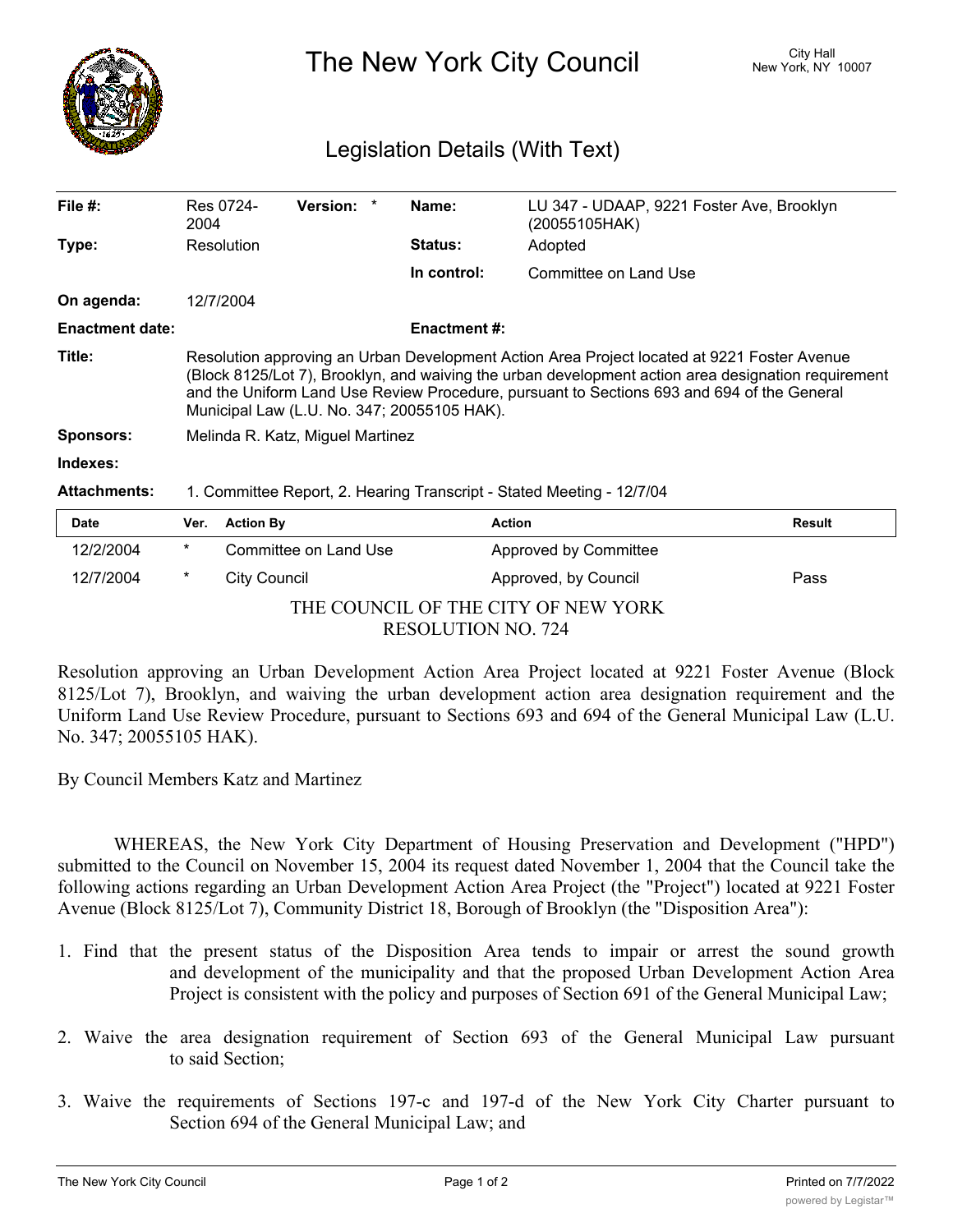# The New York City Council

City Hall
New York, NY 10007

## Legislation Details (With Text)

| | | | |
|---|---|---|---|
| **File #:** | Res 0724-2004 **Version:** * | **Name:** | LU 347 - UDAAP, 9221 Foster Ave, Brooklyn (20055105HAK) |
| **Type:** | Resolution | **Status:** | Adopted |
| | | **In control:** | Committee on Land Use |
| **On agenda:** | 12/7/2004 | | |
| **Enactment date:** | | **Enactment #:** | |

**Title:** Resolution approving an Urban Development Action Area Project located at 9221 Foster Avenue (Block 8125/Lot 7), Brooklyn, and waiving the urban development action area designation requirement and the Uniform Land Use Review Procedure, pursuant to Sections 693 and 694 of the General Municipal Law (L.U. No. 347; 20055105 HAK).

**Sponsors:** Melinda R. Katz, Miguel Martinez

**Indexes:**

**Attachments:** 1. Committee Report, 2. Hearing Transcript - Stated Meeting - 12/7/04

| Date | Ver. | Action By | Action | Result |
|---|---|---|---|---|
| 12/2/2004 | * | Committee on Land Use | Approved by Committee | |
| 12/7/2004 | * | City Council | Approved, by Council | Pass |

THE COUNCIL OF THE CITY OF NEW YORK
RESOLUTION NO. 724

Resolution approving an Urban Development Action Area Project located at 9221 Foster Avenue (Block 8125/Lot 7), Brooklyn, and waiving the urban development action area designation requirement and the Uniform Land Use Review Procedure, pursuant to Sections 693 and 694 of the General Municipal Law (L.U. No. 347; 20055105 HAK).

By Council Members Katz and Martinez

WHEREAS, the New York City Department of Housing Preservation and Development ("HPD") submitted to the Council on November 15, 2004 its request dated November 1, 2004 that the Council take the following actions regarding an Urban Development Action Area Project (the "Project") located at 9221 Foster Avenue (Block 8125/Lot 7), Community District 18, Borough of Brooklyn (the "Disposition Area"):

1. Find that the present status of the Disposition Area tends to impair or arrest the sound growth and development of the municipality and that the proposed Urban Development Action Area Project is consistent with the policy and purposes of Section 691 of the General Municipal Law;

2. Waive the area designation requirement of Section 693 of the General Municipal Law pursuant to said Section;

3. Waive the requirements of Sections 197-c and 197-d of the New York City Charter pursuant to Section 694 of the General Municipal Law; and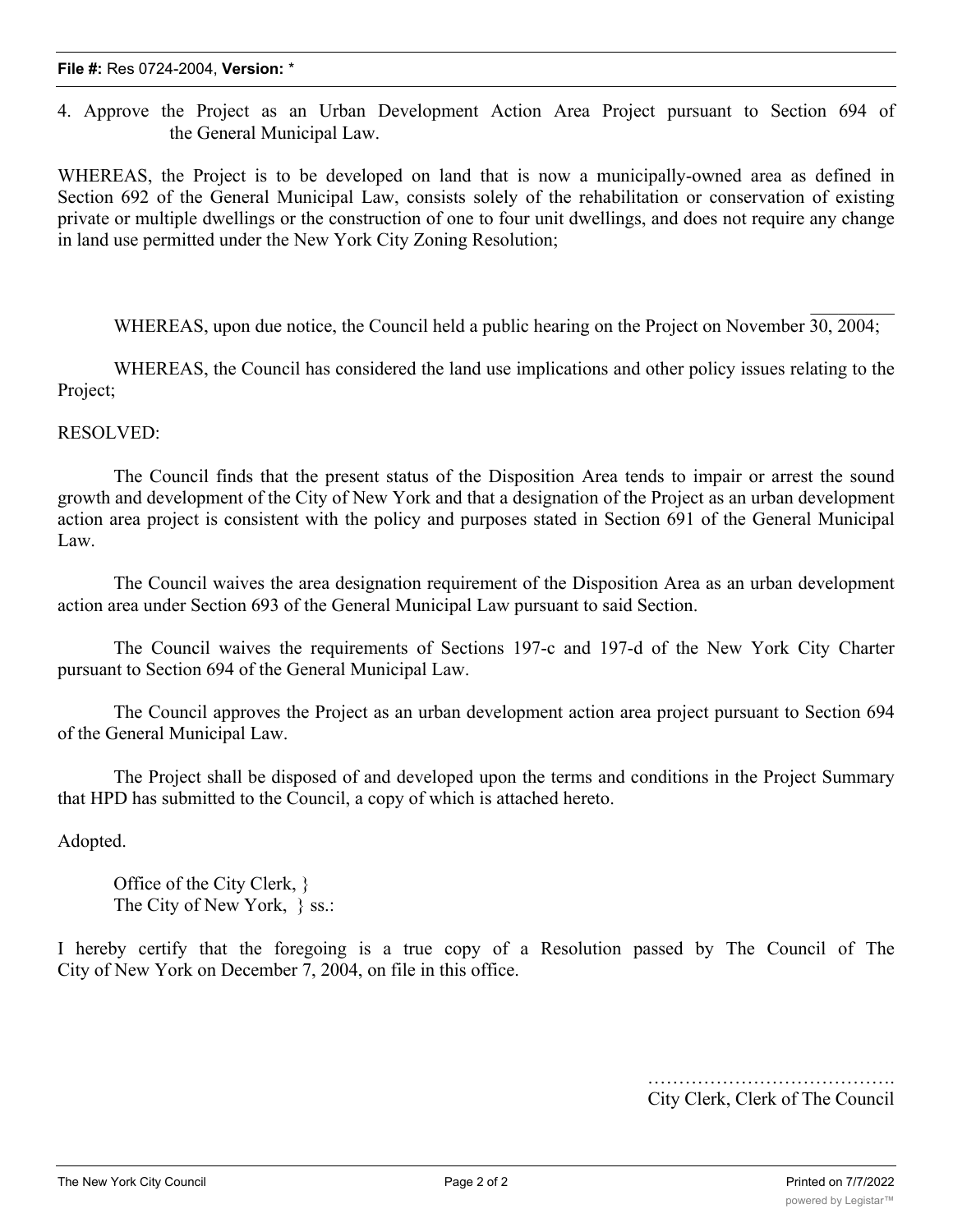4. Approve the Project as an Urban Development Action Area Project pursuant to Section 694 of the General Municipal Law.

WHEREAS, the Project is to be developed on land that is now a municipally-owned area as defined in Section 692 of the General Municipal Law, consists solely of the rehabilitation or conservation of existing private or multiple dwellings or the construction of one to four unit dwellings, and does not require any change in land use permitted under the New York City Zoning Resolution;

WHEREAS, upon due notice, the Council held a public hearing on the Project on November 30, 2004;

WHEREAS, the Council has considered the land use implications and other policy issues relating to the Project;

RESOLVED:

The Council finds that the present status of the Disposition Area tends to impair or arrest the sound growth and development of the City of New York and that a designation of the Project as an urban development action area project is consistent with the policy and purposes stated in Section 691 of the General Municipal Law.

The Council waives the area designation requirement of the Disposition Area as an urban development action area under Section 693 of the General Municipal Law pursuant to said Section.

The Council waives the requirements of Sections 197-c and 197-d of the New York City Charter pursuant to Section 694 of the General Municipal Law.

The Council approves the Project as an urban development action area project pursuant to Section 694 of the General Municipal Law.

The Project shall be disposed of and developed upon the terms and conditions in the Project Summary that HPD has submitted to the Council, a copy of which is attached hereto.

Adopted.

Office of the City Clerk, }
The City of New York, } ss.:

I hereby certify that the foregoing is a true copy of a Resolution passed by The Council of The City of New York on December 7, 2004, on file in this office.

………………………………….
City Clerk, Clerk of The Council